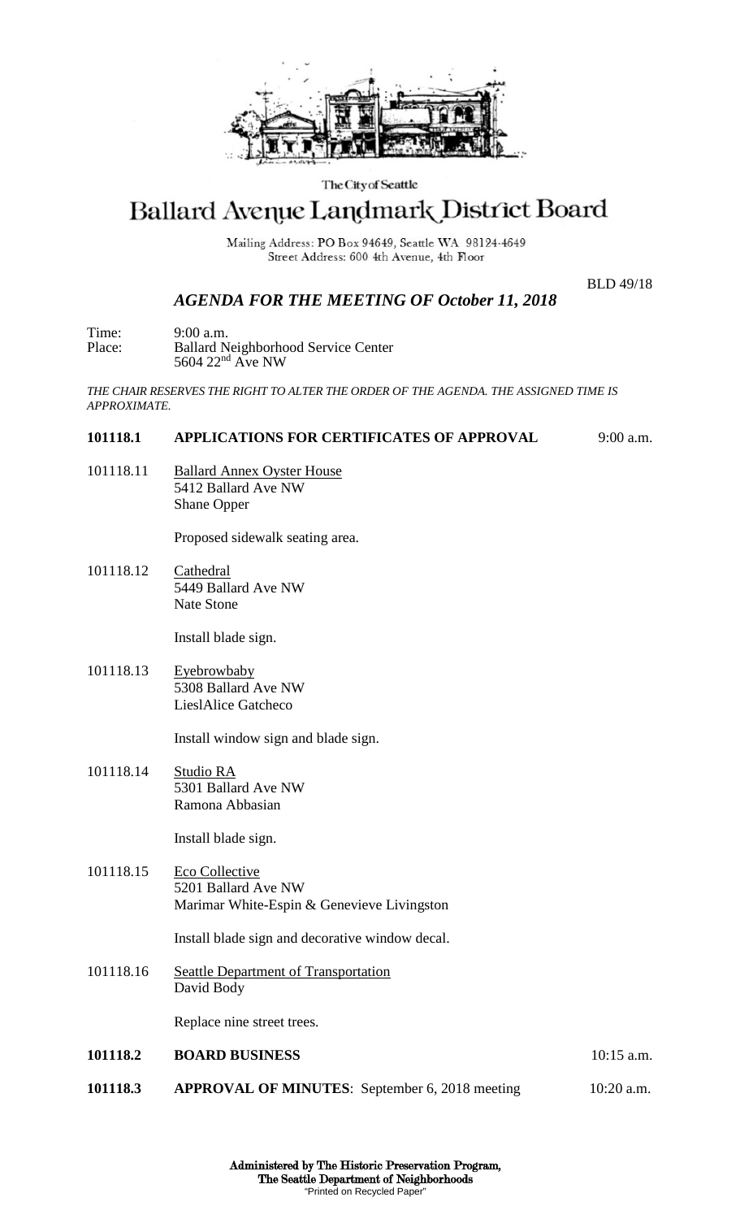The City of Seattle

# Ballard Avenue Landmark District Board

Mailing Address: PO Box 94649, Seattle WA 98124-4649
Street Address: 600 4th Avenue, 4th Floor

BLD 49/18

## *AGENDA FOR THE MEETING OF October 11, 2018*

Time: 9:00 a.m.
Place: Ballard Neighborhood Service Center
5604 22nd Ave NW

*THE CHAIR RESERVES THE RIGHT TO ALTER THE ORDER OF THE AGENDA. THE ASSIGNED TIME IS APPROXIMATE.*

**101118.1 APPLICATIONS FOR CERTIFICATES OF APPROVAL** 9:00 a.m.

101118.11 Ballard Annex Oyster House
5412 Ballard Ave NW
Shane Opper

Proposed sidewalk seating area.

101118.12 Cathedral
5449 Ballard Ave NW
Nate Stone

Install blade sign.

101118.13 Eyebrowbaby
5308 Ballard Ave NW
LieslAlice Gatcheco

Install window sign and blade sign.

101118.14 Studio RA
5301 Ballard Ave NW
Ramona Abbasian

Install blade sign.

101118.15 Eco Collective
5201 Ballard Ave NW
Marimar White-Espin & Genevieve Livingston

Install blade sign and decorative window decal.

101118.16 Seattle Department of Transportation
David Body

Replace nine street trees.

**101118.2 BOARD BUSINESS** 10:15 a.m.

**101118.3 APPROVAL OF MINUTES**: September 6, 2018 meeting 10:20 a.m.

**Administered by The Historic Preservation Program,**
**The Seattle Department of Neighborhoods**
"Printed on Recycled Paper"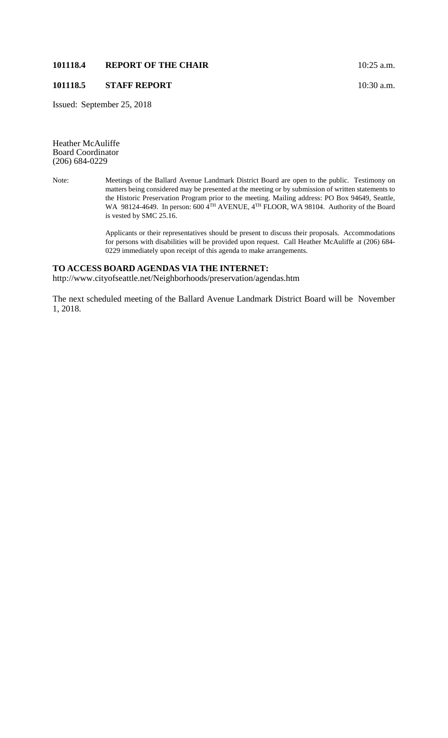**101118.4 REPORT OF THE CHAIR** 10:25 a.m.

**101118.5 STAFF REPORT** 10:30 a.m.

Issued: September 25, 2018

Heather McAuliffe
Board Coordinator
(206) 684-0229

Note: Meetings of the Ballard Avenue Landmark District Board are open to the public. Testimony on matters being considered may be presented at the meeting or by submission of written statements to the Historic Preservation Program prior to the meeting. Mailing address: PO Box 94649, Seattle, WA 98124-4649. In person: 600 4TH AVENUE, 4TH FLOOR, WA 98104. Authority of the Board is vested by SMC 25.16.

Applicants or their representatives should be present to discuss their proposals. Accommodations for persons with disabilities will be provided upon request. Call Heather McAuliffe at (206) 684-0229 immediately upon receipt of this agenda to make arrangements.

**TO ACCESS BOARD AGENDAS VIA THE INTERNET:**
http://www.cityofseattle.net/Neighborhoods/preservation/agendas.htm

The next scheduled meeting of the Ballard Avenue Landmark District Board will be November 1, 2018.